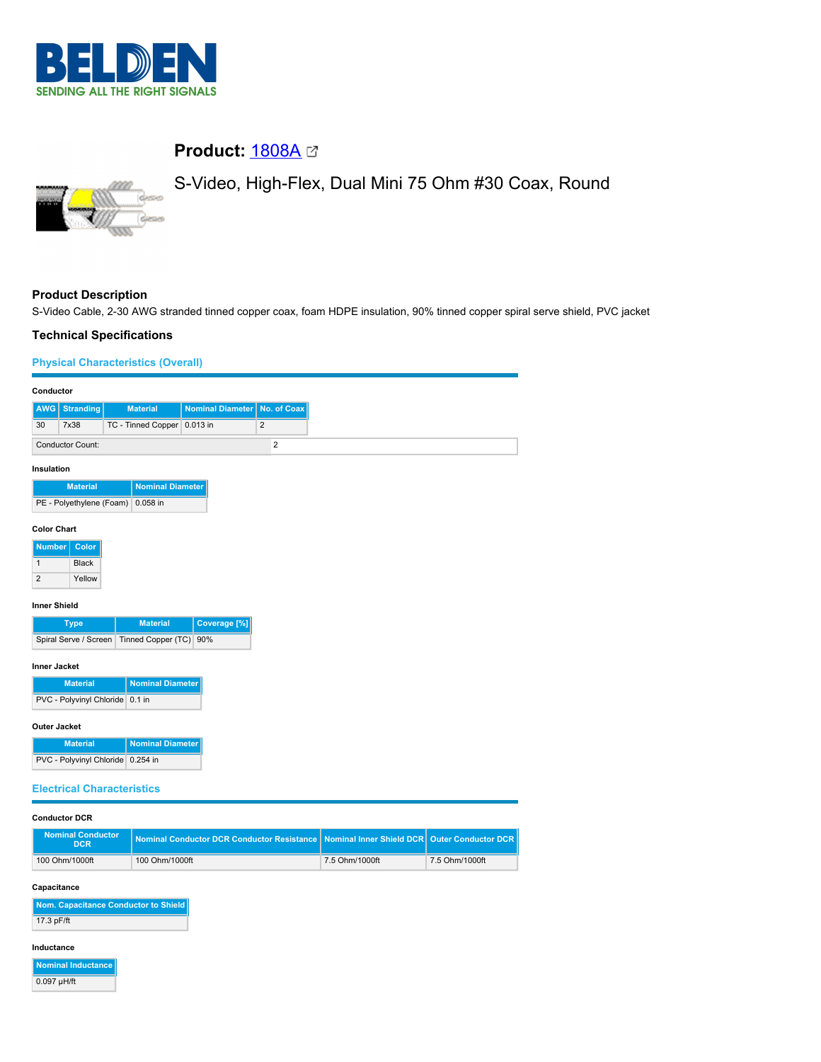# Product: 1808A

## S-Video, High-Flex, Dual Mini 75 Ohm #30 Coax, Round

### Product Description

S-Video Cable, 2-30 AWG stranded tinned copper coax, foam HDPE insulation, 90% tinned copper spiral serve shield, PVC jacket

### Technical Specifications

#### Physical Characteristics (Overall)

**Conductor**

| AWG | Stranding | Material | Nominal Diameter | No. of Coax |
|---|---|---|---|---|
| 30 | 7x38 | TC - Tinned Copper | 0.013 in | 2 |

| | |
|---|---|
| Conductor Count: | 2 |

**Insulation**

| Material | Nominal Diameter |
|---|---|
| PE - Polyethylene (Foam) | 0.058 in |

**Color Chart**

| Number | Color |
|---|---|
| 1 | Black |
| 2 | Yellow |

**Inner Shield**

| Type | Material | Coverage [%] |
|---|---|---|
| Spiral Serve / Screen | Tinned Copper (TC) | 90% |

**Inner Jacket**

| Material | Nominal Diameter |
|---|---|
| PVC - Polyvinyl Chloride | 0.1 in |

**Outer Jacket**

| Material | Nominal Diameter |
|---|---|
| PVC - Polyvinyl Chloride | 0.254 in |

#### Electrical Characteristics

**Conductor DCR**

| Nominal Conductor DCR | Nominal Conductor DCR Conductor Resistance | Nominal Inner Shield DCR | Outer Conductor DCR |
|---|---|---|---|
| 100 Ohm/1000ft | 100 Ohm/1000ft | 7.5 Ohm/1000ft | 7.5 Ohm/1000ft |

**Capacitance**

| Nom. Capacitance Conductor to Shield |
|---|
| 17.3 pF/ft |

**Inductance**

| Nominal Inductance |
|---|
| 0.097 µH/ft |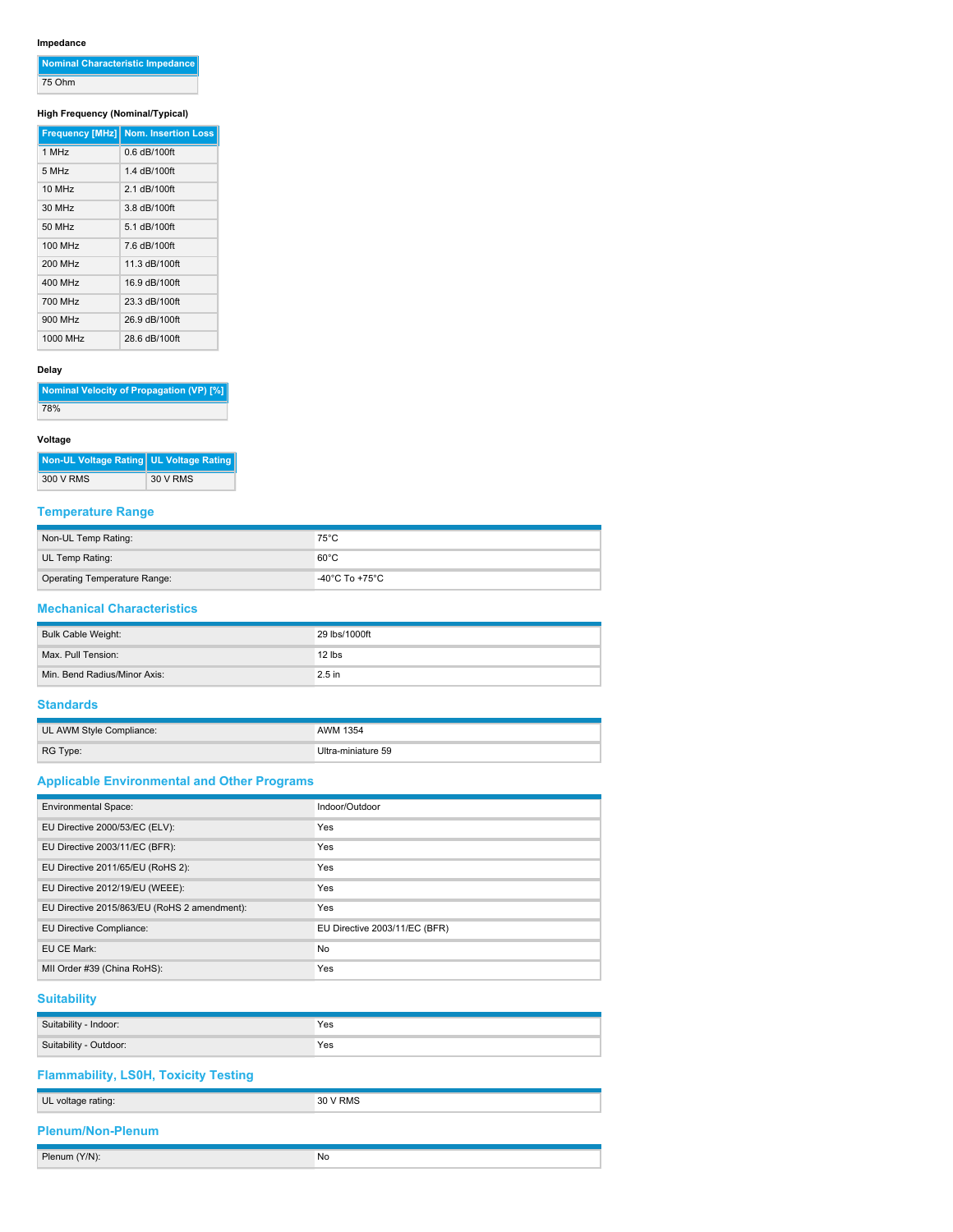#### Impedance

| Nominal Characteristic Impedance |
| --- |
| 75 Ohm |

#### High Frequency (Nominal/Typical)

| Frequency [MHz] | Nom. Insertion Loss |
| --- | --- |
| 1 MHz | 0.6 dB/100ft |
| 5 MHz | 1.4 dB/100ft |
| 10 MHz | 2.1 dB/100ft |
| 30 MHz | 3.8 dB/100ft |
| 50 MHz | 5.1 dB/100ft |
| 100 MHz | 7.6 dB/100ft |
| 200 MHz | 11.3 dB/100ft |
| 400 MHz | 16.9 dB/100ft |
| 700 MHz | 23.3 dB/100ft |
| 900 MHz | 26.9 dB/100ft |
| 1000 MHz | 28.6 dB/100ft |

#### Delay

| Nominal Velocity of Propagation (VP) [%] |
| --- |
| 78% |

#### Voltage

| Non-UL Voltage Rating | UL Voltage Rating |
| --- | --- |
| 300 V RMS | 30 V RMS |

## Temperature Range

| | |
| --- | --- |
| Non-UL Temp Rating: | 75°C |
| UL Temp Rating: | 60°C |
| Operating Temperature Range: | -40°C To +75°C |

## Mechanical Characteristics

| | |
| --- | --- |
| Bulk Cable Weight: | 29 lbs/1000ft |
| Max. Pull Tension: | 12 lbs |
| Min. Bend Radius/Minor Axis: | 2.5 in |

## Standards

| | |
| --- | --- |
| UL AWM Style Compliance: | AWM 1354 |
| RG Type: | Ultra-miniature 59 |

## Applicable Environmental and Other Programs

| | |
| --- | --- |
| Environmental Space: | Indoor/Outdoor |
| EU Directive 2000/53/EC (ELV): | Yes |
| EU Directive 2003/11/EC (BFR): | Yes |
| EU Directive 2011/65/EU (RoHS 2): | Yes |
| EU Directive 2012/19/EU (WEEE): | Yes |
| EU Directive 2015/863/EU (RoHS 2 amendment): | Yes |
| EU Directive Compliance: | EU Directive 2003/11/EC (BFR) |
| EU CE Mark: | No |
| MII Order #39 (China RoHS): | Yes |

## Suitability

| | |
| --- | --- |
| Suitability - Indoor: | Yes |
| Suitability - Outdoor: | Yes |

## Flammability, LS0H, Toxicity Testing

| | |
| --- | --- |
| UL voltage rating: | 30 V RMS |

## Plenum/Non-Plenum

| | |
| --- | --- |
| Plenum (Y/N): | No |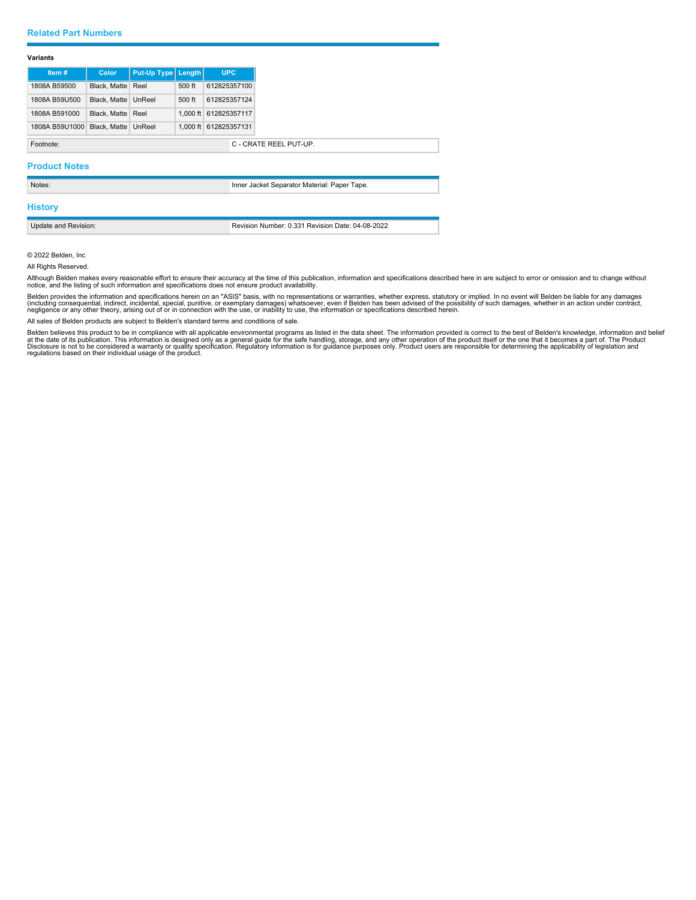## Related Part Numbers

**Variants**

| Item # | Color | Put-Up Type | Length | UPC |
|---|---|---|---|---|
| 1808A B59500 | Black, Matte | Reel | 500 ft | 612825357100 |
| 1808A B59U500 | Black, Matte | UnReel | 500 ft | 612825357124 |
| 1808A B591000 | Black, Matte | Reel | 1,000 ft | 612825357117 |
| 1808A B59U1000 | Black, Matte | UnReel | 1,000 ft | 612825357131 |

| | |
|---|---|
| Footnote: | C - CRATE REEL PUT-UP. |

## Product Notes

| | |
|---|---|
| Notes: | Inner Jacket Separator Material: Paper Tape. |

## History

| | |
|---|---|
| Update and Revision: | Revision Number: 0.331 Revision Date: 04-08-2022 |

© 2022 Belden, Inc

All Rights Reserved.

Although Belden makes every reasonable effort to ensure their accuracy at the time of this publication, information and specifications described here in are subject to error or omission and to change without notice, and the listing of such information and specifications does not ensure product availability.

Belden provides the information and specifications herein on an "ASIS" basis, with no representations or warranties, whether express, statutory or implied. In no event will Belden be liable for any damages (including consequential, indirect, incidental, special, punitive, or exemplary damages) whatsoever, even if Belden has been advised of the possibility of such damages, whether in an action under contract, negligence or any other theory, arising out of or in connection with the use, or inability to use, the information or specifications described herein.

All sales of Belden products are subject to Belden's standard terms and conditions of sale.

Belden believes this product to be in compliance with all applicable environmental programs as listed in the data sheet. The information provided is correct to the best of Belden's knowledge, information and belief at the date of its publication. This information is designed only as a general guide for the safe handling, storage, and any other operation of the product itself or the one that it becomes a part of. The Product Disclosure is not to be considered a warranty or quality specification. Regulatory information is for guidance purposes only. Product users are responsible for determining the applicability of legislation and regulations based on their individual usage of the product.